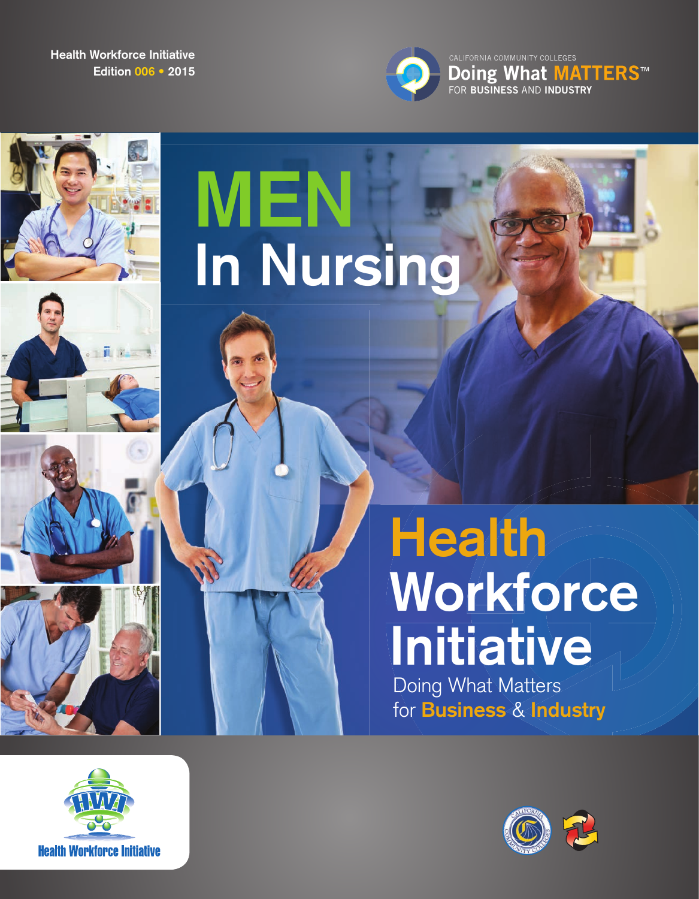Health Workforce Initiative
Edition 006 • 2015

CALIFORNIA COMMUNITY COLLEGES
**Doing What MATTERS™**
FOR **BUSINESS** AND **INDUSTRY**

# MEN In Nursing

# Health Workforce Initiative

Doing What Matters
for **Business** & **Industry**

Health Workforce Initiative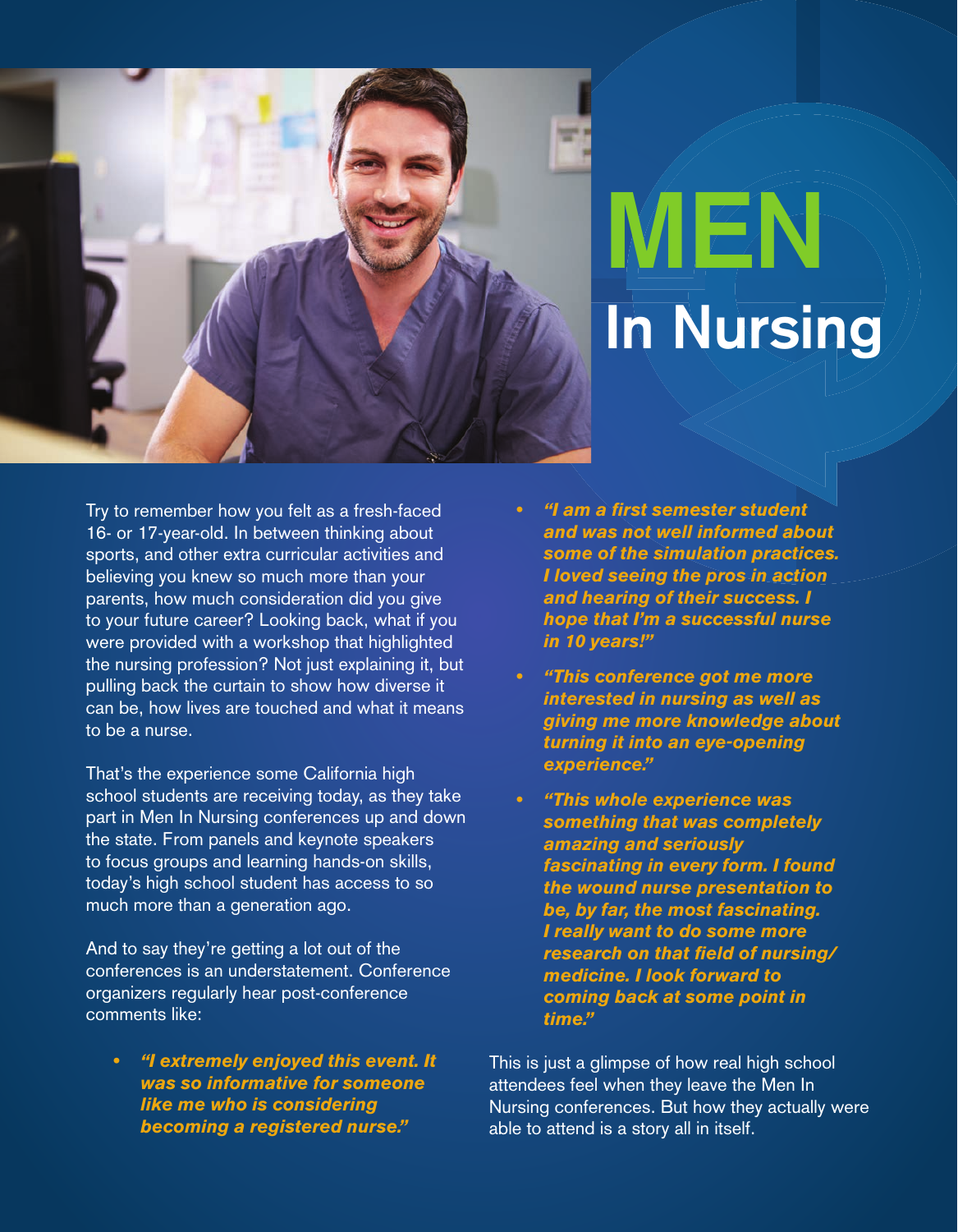# MEN In Nursing

Try to remember how you felt as a fresh-faced 16- or 17-year-old. In between thinking about sports, and other extra curricular activities and believing you knew so much more than your parents, how much consideration did you give to your future career? Looking back, what if you were provided with a workshop that highlighted the nursing profession? Not just explaining it, but pulling back the curtain to show how diverse it can be, how lives are touched and what it means to be a nurse.

That's the experience some California high school students are receiving today, as they take part in Men In Nursing conferences up and down the state. From panels and keynote speakers to focus groups and learning hands-on skills, today's high school student has access to so much more than a generation ago.

And to say they're getting a lot out of the conferences is an understatement. Conference organizers regularly hear post-conference comments like:

- ***"I extremely enjoyed this event. It was so informative for someone like me who is considering becoming a registered nurse."***
- ***"I am a first semester student and was not well informed about some of the simulation practices. I loved seeing the pros in action and hearing of their success. I hope that I'm a successful nurse in 10 years!"***
- ***"This conference got me more interested in nursing as well as giving me more knowledge about turning it into an eye-opening experience."***
- ***"This whole experience was something that was completely amazing and seriously fascinating in every form. I found the wound nurse presentation to be, by far, the most fascinating. I really want to do some more research on that field of nursing/ medicine. I look forward to coming back at some point in time."***

This is just a glimpse of how real high school attendees feel when they leave the Men In Nursing conferences. But how they actually were able to attend is a story all in itself.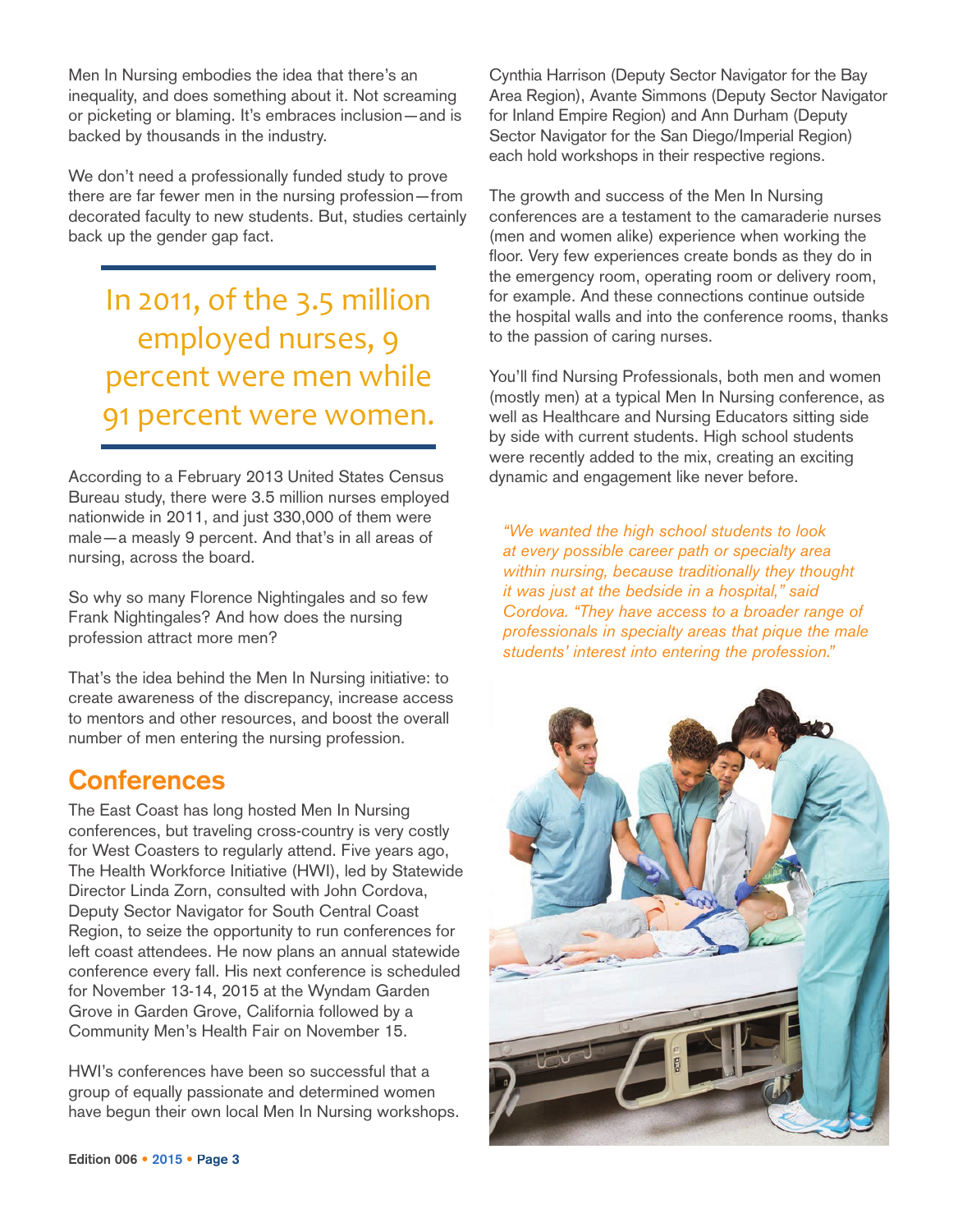Men In Nursing embodies the idea that there's an inequality, and does something about it. Not screaming or picketing or blaming. It's embraces inclusion—and is backed by thousands in the industry.

We don't need a professionally funded study to prove there are far fewer men in the nursing profession—from decorated faculty to new students. But, studies certainly back up the gender gap fact.

> In 2011, of the 3.5 million employed nurses, 9 percent were men while 91 percent were women.

According to a February 2013 United States Census Bureau study, there were 3.5 million nurses employed nationwide in 2011, and just 330,000 of them were male—a measly 9 percent. And that's in all areas of nursing, across the board.

So why so many Florence Nightingales and so few Frank Nightingales? And how does the nursing profession attract more men?

That's the idea behind the Men In Nursing initiative: to create awareness of the discrepancy, increase access to mentors and other resources, and boost the overall number of men entering the nursing profession.

## Conferences

The East Coast has long hosted Men In Nursing conferences, but traveling cross-country is very costly for West Coasters to regularly attend. Five years ago, The Health Workforce Initiative (HWI), led by Statewide Director Linda Zorn, consulted with John Cordova, Deputy Sector Navigator for South Central Coast Region, to seize the opportunity to run conferences for left coast attendees. He now plans an annual statewide conference every fall. His next conference is scheduled for November 13-14, 2015 at the Wyndam Garden Grove in Garden Grove, California followed by a Community Men's Health Fair on November 15.

HWI's conferences have been so successful that a group of equally passionate and determined women have begun their own local Men In Nursing workshops. Cynthia Harrison (Deputy Sector Navigator for the Bay Area Region), Avante Simmons (Deputy Sector Navigator for Inland Empire Region) and Ann Durham (Deputy Sector Navigator for the San Diego/Imperial Region) each hold workshops in their respective regions.

The growth and success of the Men In Nursing conferences are a testament to the camaraderie nurses (men and women alike) experience when working the floor. Very few experiences create bonds as they do in the emergency room, operating room or delivery room, for example. And these connections continue outside the hospital walls and into the conference rooms, thanks to the passion of caring nurses.

You'll find Nursing Professionals, both men and women (mostly men) at a typical Men In Nursing conference, as well as Healthcare and Nursing Educators sitting side by side with current students. High school students were recently added to the mix, creating an exciting dynamic and engagement like never before.

*"We wanted the high school students to look at every possible career path or specialty area within nursing, because traditionally they thought it was just at the bedside in a hospital," said Cordova. "They have access to a broader range of professionals in specialty areas that pique the male students' interest into entering the profession."*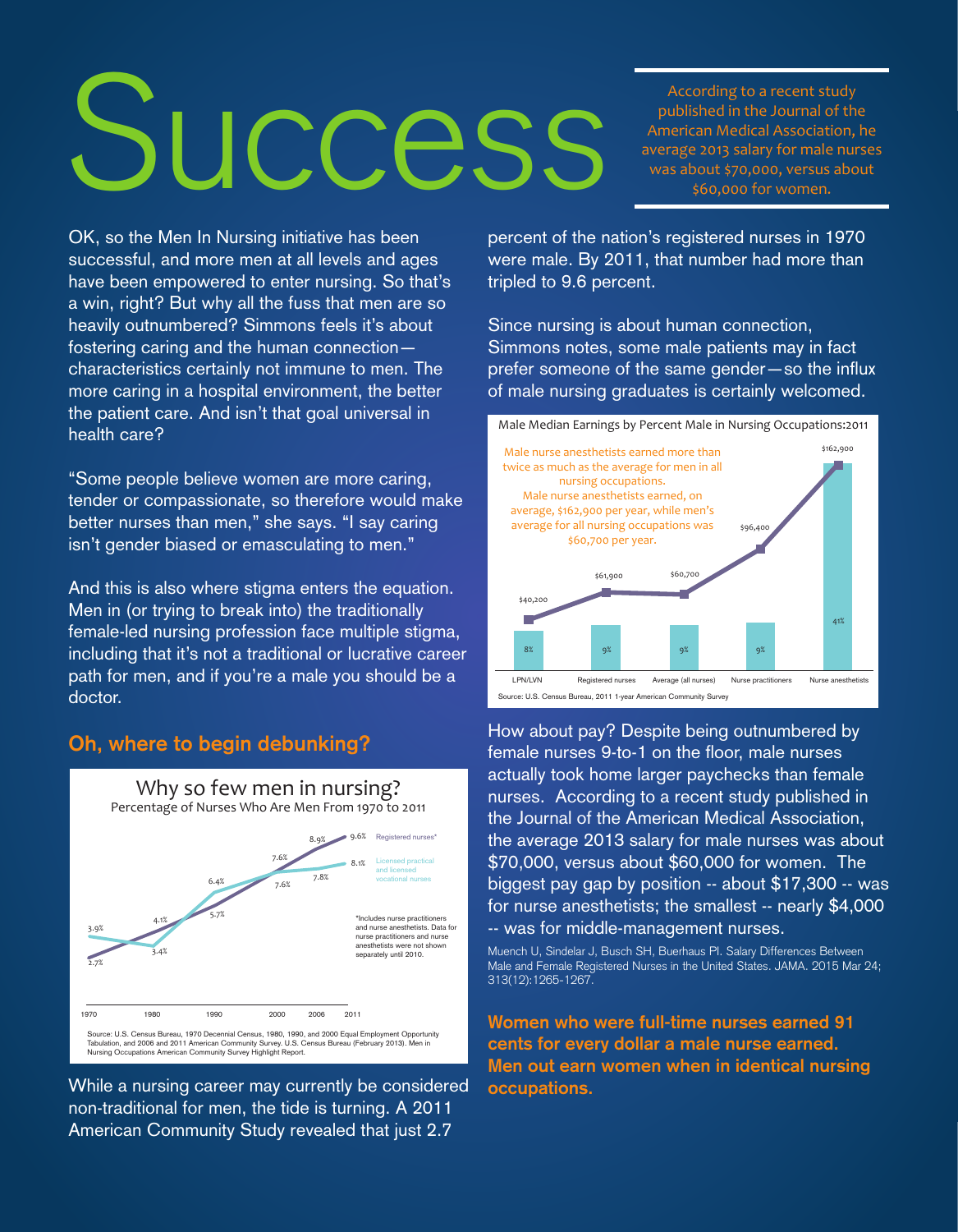# Success

> According to a recent study published in the Journal of the American Medical Association, he average 2013 salary for male nurses was about $70,000, versus about $60,000 for women.

OK, so the Men In Nursing initiative has been successful, and more men at all levels and ages have been empowered to enter nursing. So that's a win, right? But why all the fuss that men are so heavily outnumbered? Simmons feels it's about fostering caring and the human connection—characteristics certainly not immune to men. The more caring in a hospital environment, the better the patient care. And isn't that goal universal in health care?

"Some people believe women are more caring, tender or compassionate, so therefore would make better nurses than men," she says. "I say caring isn't gender biased or emasculating to men."

And this is also where stigma enters the equation. Men in (or trying to break into) the traditionally female-led nursing profession face multiple stigma, including that it's not a traditional or lucrative career path for men, and if you're a male you should be a doctor.

## Oh, where to begin debunking?

**Why so few men in nursing?**
Percentage of Nurses Who Are Men From 1970 to 2011

| Year | Registered nurses* | Licensed practical and licensed vocational nurses |
|---|---|---|
| 1970 | 2.7% | 3.9% |
| 1980 | 4.1% | 3.4% |
| 1990 | 5.7% | 6.4% |
| 2000 | 7.6% | 7.6% |
| 2006 | 8.9% | 7.8% |
| 2011 | 9.6% | 8.1% |

*Includes nurse practitioners and nurse anesthetists. Data for nurse practitioners and nurse anesthetists were not shown separately until 2010.

Source: U.S. Census Bureau, 1970 Decennial Census, 1980, 1990, and 2000 Equal Employment Opportunity Tabulation, and 2006 and 2011 American Community Survey. U.S. Census Bureau (February 2013). Men in Nursing Occupations American Community Survey Highlight Report.

While a nursing career may currently be considered non-traditional for men, the tide is turning. A 2011 American Community Study revealed that just 2.7 percent of the nation's registered nurses in 1970 were male. By 2011, that number had more than tripled to 9.6 percent.

Since nursing is about human connection, Simmons notes, some male patients may in fact prefer someone of the same gender—so the influx of male nursing graduates is certainly welcomed.

**Male Median Earnings by Percent Male in Nursing Occupations:2011**

| Occupation | Percent male | Male median earnings |
|---|---|---|
| LPN/LVN | 8% | $40,200 |
| Registered nurses | 9% | $61,900 |
| Average (all nurses) | 9% | $60,700 |
| Nurse practitioners | 9% | $96,400 |
| Nurse anesthetists | 41% | $162,900 |

Male nurse anesthetists earned more than twice as much as the average for men in all nursing occupations. Male nurse anesthetists earned, on average, $162,900 per year, while men's average for all nursing occupations was $60,700 per year.

Source: U.S. Census Bureau, 2011 1-year American Community Survey

How about pay? Despite being outnumbered by female nurses 9-to-1 on the floor, male nurses actually took home larger paychecks than female nurses. According to a recent study published in the Journal of the American Medical Association, the average 2013 salary for male nurses was about $70,000, versus about $60,000 for women. The biggest pay gap by position -- about $17,300 -- was for nurse anesthetists; the smallest -- nearly $4,000 -- was for middle-management nurses.

Muench U, Sindelar J, Busch SH, Buerhaus PI. Salary Differences Between Male and Female Registered Nurses in the United States. JAMA. 2015 Mar 24; 313(12):1265-1267.

**Women who were full-time nurses earned 91 cents for every dollar a male nurse earned. Men out earn women when in identical nursing occupations.**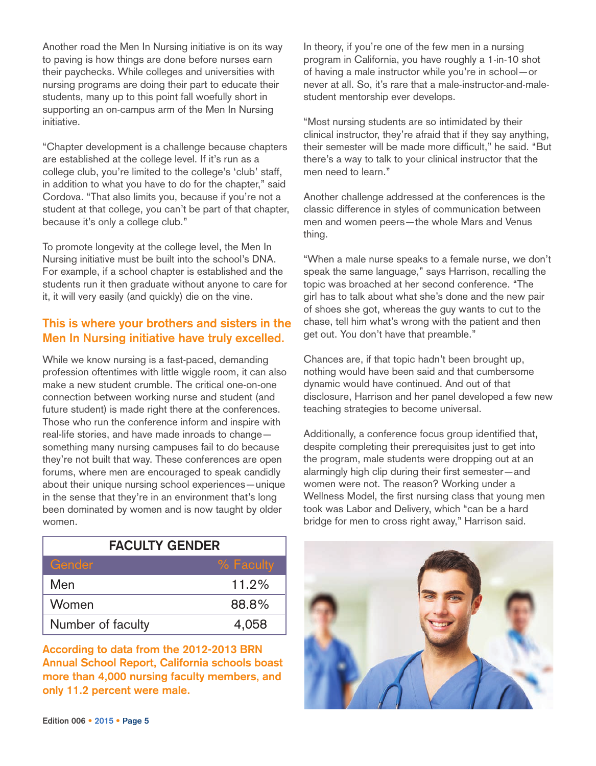Another road the Men In Nursing initiative is on its way to paving is how things are done before nurses earn their paychecks. While colleges and universities with nursing programs are doing their part to educate their students, many up to this point fall woefully short in supporting an on-campus arm of the Men In Nursing initiative.

"Chapter development is a challenge because chapters are established at the college level. If it's run as a college club, you're limited to the college's 'club' staff, in addition to what you have to do for the chapter," said Cordova. "That also limits you, because if you're not a student at that college, you can't be part of that chapter, because it's only a college club."

To promote longevity at the college level, the Men In Nursing initiative must be built into the school's DNA. For example, if a school chapter is established and the students run it then graduate without anyone to care for it, it will very easily (and quickly) die on the vine.

**This is where your brothers and sisters in the Men In Nursing initiative have truly excelled.**

While we know nursing is a fast-paced, demanding profession oftentimes with little wiggle room, it can also make a new student crumble. The critical one-on-one connection between working nurse and student (and future student) is made right there at the conferences. Those who run the conference inform and inspire with real-life stories, and have made inroads to change—something many nursing campuses fail to do because they're not built that way. These conferences are open forums, where men are encouraged to speak candidly about their unique nursing school experiences—unique in the sense that they're in an environment that's long been dominated by women and is now taught by older women.

**FACULTY GENDER**

| Gender | % Faculty |
|---|---|
| Men | 11.2% |
| Women | 88.8% |
| Number of faculty | 4,058 |

**According to data from the 2012-2013 BRN Annual School Report, California schools boast more than 4,000 nursing faculty members, and only 11.2 percent were male.**

In theory, if you're one of the few men in a nursing program in California, you have roughly a 1-in-10 shot of having a male instructor while you're in school—or never at all. So, it's rare that a male-instructor-and-male-student mentorship ever develops.

"Most nursing students are so intimidated by their clinical instructor, they're afraid that if they say anything, their semester will be made more difficult," he said. "But there's a way to talk to your clinical instructor that the men need to learn."

Another challenge addressed at the conferences is the classic difference in styles of communication between men and women peers—the whole Mars and Venus thing.

"When a male nurse speaks to a female nurse, we don't speak the same language," says Harrison, recalling the topic was broached at her second conference. "The girl has to talk about what she's done and the new pair of shoes she got, whereas the guy wants to cut to the chase, tell him what's wrong with the patient and then get out. You don't have that preamble."

Chances are, if that topic hadn't been brought up, nothing would have been said and that cumbersome dynamic would have continued. And out of that disclosure, Harrison and her panel developed a few new teaching strategies to become universal.

Additionally, a conference focus group identified that, despite completing their prerequisites just to get into the program, male students were dropping out at an alarmingly high clip during their first semester—and women were not. The reason? Working under a Wellness Model, the first nursing class that young men took was Labor and Delivery, which "can be a hard bridge for men to cross right away," Harrison said.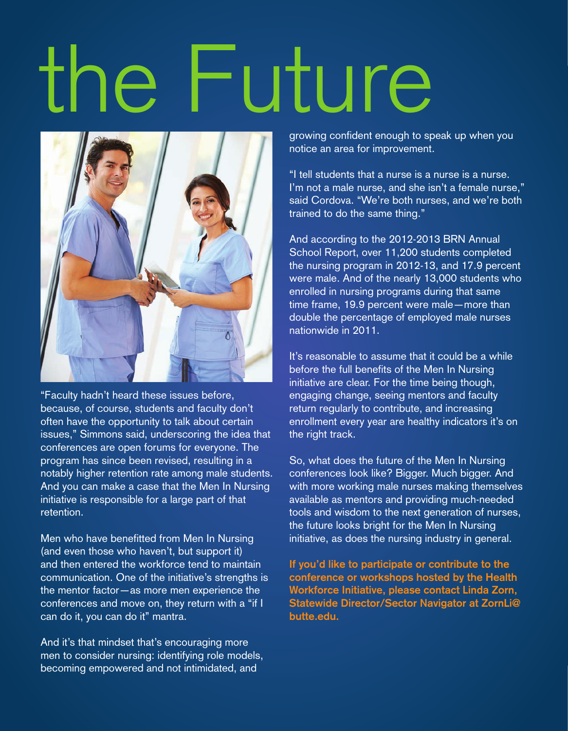# the Future

"Faculty hadn't heard these issues before, because, of course, students and faculty don't often have the opportunity to talk about certain issues," Simmons said, underscoring the idea that conferences are open forums for everyone. The program has since been revised, resulting in a notably higher retention rate among male students. And you can make a case that the Men In Nursing initiative is responsible for a large part of that retention.

Men who have benefitted from Men In Nursing (and even those who haven't, but support it) and then entered the workforce tend to maintain communication. One of the initiative's strengths is the mentor factor—as more men experience the conferences and move on, they return with a "if I can do it, you can do it" mantra.

And it's that mindset that's encouraging more men to consider nursing: identifying role models, becoming empowered and not intimidated, and growing confident enough to speak up when you notice an area for improvement.

"I tell students that a nurse is a nurse is a nurse. I'm not a male nurse, and she isn't a female nurse," said Cordova. "We're both nurses, and we're both trained to do the same thing."

And according to the 2012-2013 BRN Annual School Report, over 11,200 students completed the nursing program in 2012-13, and 17.9 percent were male. And of the nearly 13,000 students who enrolled in nursing programs during that same time frame, 19.9 percent were male—more than double the percentage of employed male nurses nationwide in 2011.

It's reasonable to assume that it could be a while before the full benefits of the Men In Nursing initiative are clear. For the time being though, engaging change, seeing mentors and faculty return regularly to contribute, and increasing enrollment every year are healthy indicators it's on the right track.

So, what does the future of the Men In Nursing conferences look like? Bigger. Much bigger. And with more working male nurses making themselves available as mentors and providing much-needed tools and wisdom to the next generation of nurses, the future looks bright for the Men In Nursing initiative, as does the nursing industry in general.

**If you'd like to participate or contribute to the conference or workshops hosted by the Health Workforce Initiative, please contact Linda Zorn, Statewide Director/Sector Navigator at ZornLi@butte.edu.**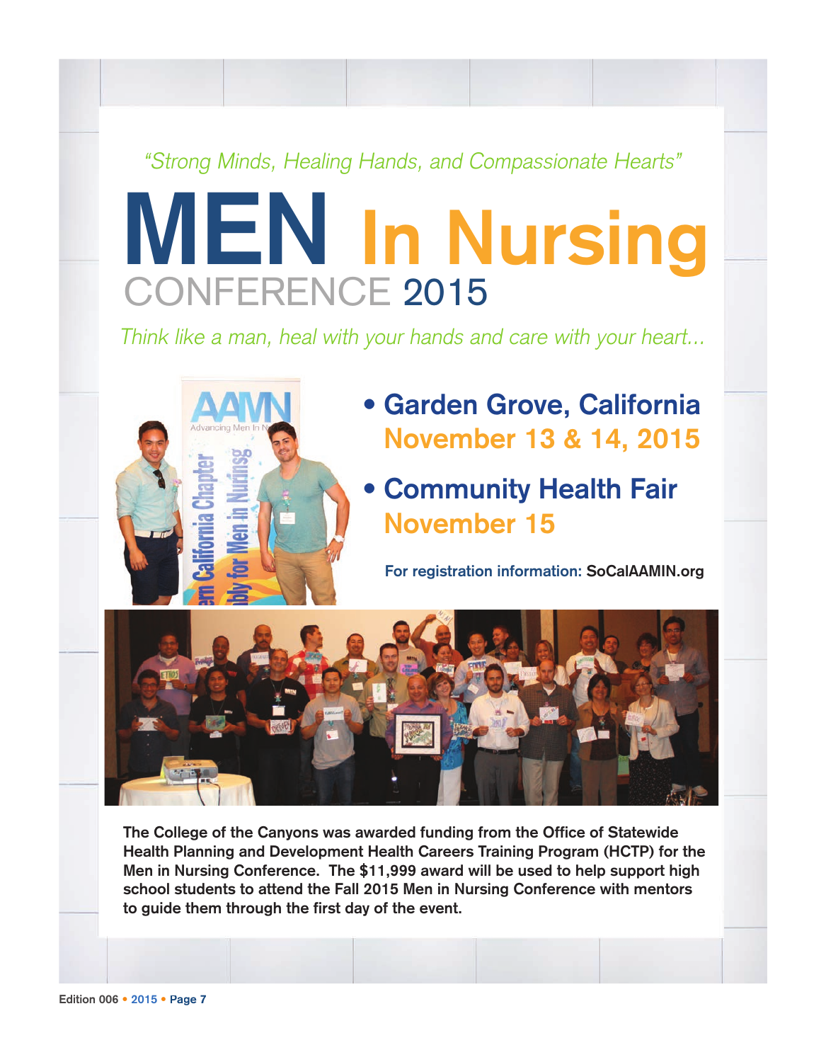*"Strong Minds, Healing Hands, and Compassionate Hearts"*

# MEN In Nursing CONFERENCE 2015

*Think like a man, heal with your hands and care with your heart...*

- **Garden Grove, California**
  **November 13 & 14, 2015**
- **Community Health Fair**
  **November 15**

**For registration information: SoCalAAMIN.org**

**The College of the Canyons was awarded funding from the Office of Statewide Health Planning and Development Health Careers Training Program (HCTP) for the Men in Nursing Conference. The $11,999 award will be used to help support high school students to attend the Fall 2015 Men in Nursing Conference with mentors to guide them through the first day of the event.**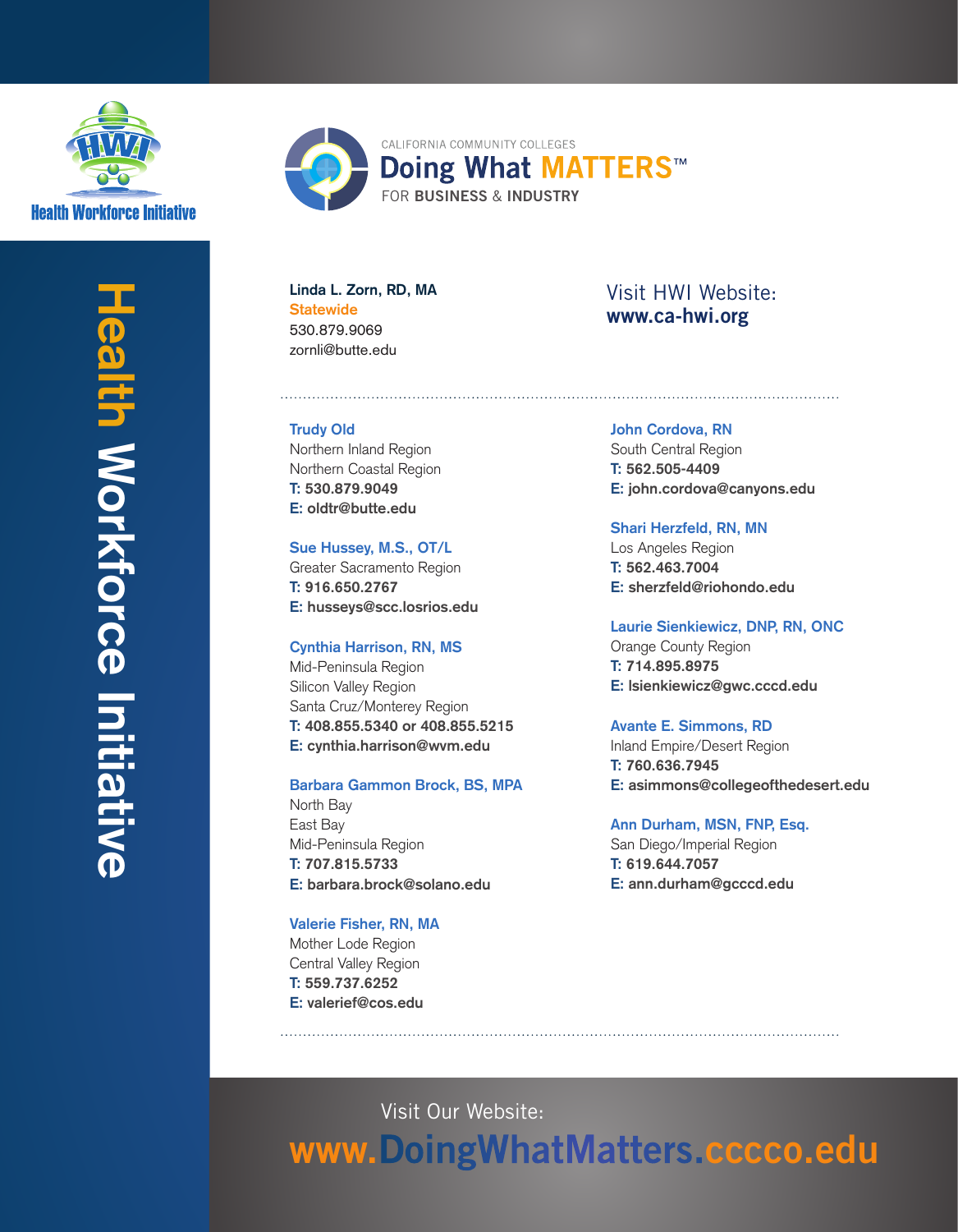Health Workforce Initiative

CALIFORNIA COMMUNITY COLLEGES
**Doing What MATTERS™**
FOR BUSINESS & INDUSTRY

# Health Workforce Initiative

**Linda L. Zorn, RD, MA**
**Statewide**
530.879.9069
zornli@butte.edu

Visit HWI Website:
**www.ca-hwi.org**

**Trudy Old**
Northern Inland Region
Northern Coastal Region
**T: 530.879.9049**
**E: oldtr@butte.edu**

**Sue Hussey, M.S., OT/L**
Greater Sacramento Region
**T: 916.650.2767**
**E: husseys@scc.losrios.edu**

**Cynthia Harrison, RN, MS**
Mid-Peninsula Region
Silicon Valley Region
Santa Cruz/Monterey Region
**T: 408.855.5340 or 408.855.5215**
**E: cynthia.harrison@wvm.edu**

**Barbara Gammon Brock, BS, MPA**
North Bay
East Bay
Mid-Peninsula Region
**T: 707.815.5733**
**E: barbara.brock@solano.edu**

**Valerie Fisher, RN, MA**
Mother Lode Region
Central Valley Region
**T: 559.737.6252**
**E: valerief@cos.edu**

**John Cordova, RN**
South Central Region
**T: 562.505-4409**
**E: john.cordova@canyons.edu**

**Shari Herzfeld, RN, MN**
Los Angeles Region
**T: 562.463.7004**
**E: sherzfeld@riohondo.edu**

**Laurie Sienkiewicz, DNP, RN, ONC**
Orange County Region
**T: 714.895.8975**
**E: lsienkiewicz@gwc.cccd.edu**

**Avante E. Simmons, RD**
Inland Empire/Desert Region
**T: 760.636.7945**
**E: asimmons@collegeofthedesert.edu**

**Ann Durham, MSN, FNP, Esq.**
San Diego/Imperial Region
**T: 619.644.7057**
**E: ann.durham@gcccd.edu**

Visit Our Website:
**www.DoingWhatMatters.cccco.edu**